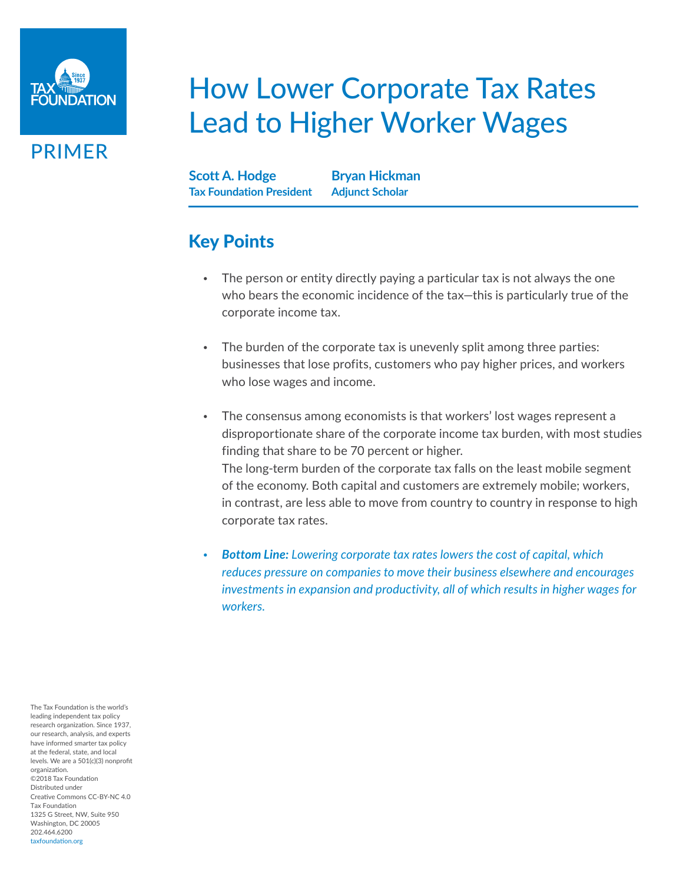TAX FOUNDATION

PRIMER

# How Lower Corporate Tax Rates Lead to Higher Worker Wages

**Scott A. Hodge**
**Tax Foundation President**

**Bryan Hickman**
**Adjunct Scholar**

## Key Points

- The person or entity directly paying a particular tax is not always the one who bears the economic incidence of the tax—this is particularly true of the corporate income tax.

- The burden of the corporate tax is unevenly split among three parties: businesses that lose profits, customers who pay higher prices, and workers who lose wages and income.

- The consensus among economists is that workers' lost wages represent a disproportionate share of the corporate income tax burden, with most studies finding that share to be 70 percent or higher.
The long-term burden of the corporate tax falls on the least mobile segment of the economy. Both capital and customers are extremely mobile; workers, in contrast, are less able to move from country to country in response to high corporate tax rates.

- ***Bottom Line:*** *Lowering corporate tax rates lowers the cost of capital, which reduces pressure on companies to move their business elsewhere and encourages investments in expansion and productivity, all of which results in higher wages for workers.*

The Tax Foundation is the world's leading independent tax policy research organization. Since 1937, our research, analysis, and experts have informed smarter tax policy at the federal, state, and local levels. We are a 501(c)(3) nonprofit organization.
©2018 Tax Foundation
Distributed under
Creative Commons CC-BY-NC 4.0
Tax Foundation
1325 G Street, NW, Suite 950
Washington, DC 20005
202.464.6200
taxfoundation.org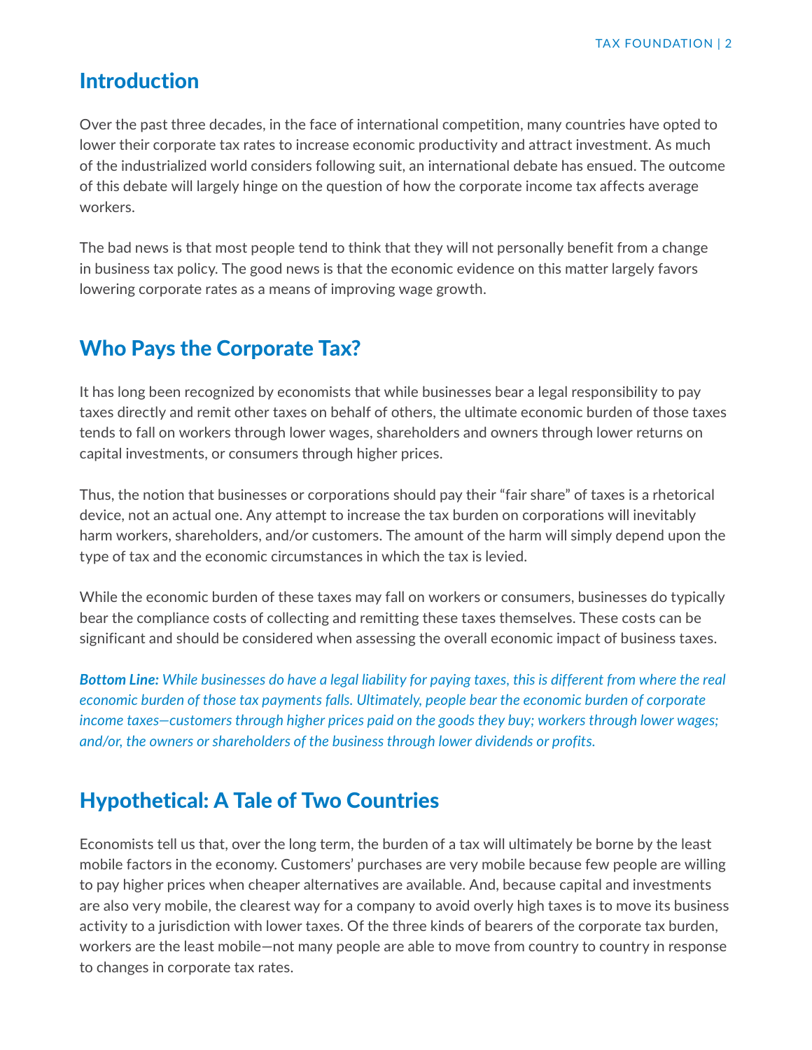## Introduction

Over the past three decades, in the face of international competition, many countries have opted to lower their corporate tax rates to increase economic productivity and attract investment. As much of the industrialized world considers following suit, an international debate has ensued. The outcome of this debate will largely hinge on the question of how the corporate income tax affects average workers.

The bad news is that most people tend to think that they will not personally benefit from a change in business tax policy. The good news is that the economic evidence on this matter largely favors lowering corporate rates as a means of improving wage growth.

## Who Pays the Corporate Tax?

It has long been recognized by economists that while businesses bear a legal responsibility to pay taxes directly and remit other taxes on behalf of others, the ultimate economic burden of those taxes tends to fall on workers through lower wages, shareholders and owners through lower returns on capital investments, or consumers through higher prices.

Thus, the notion that businesses or corporations should pay their "fair share" of taxes is a rhetorical device, not an actual one. Any attempt to increase the tax burden on corporations will inevitably harm workers, shareholders, and/or customers. The amount of the harm will simply depend upon the type of tax and the economic circumstances in which the tax is levied.

While the economic burden of these taxes may fall on workers or consumers, businesses do typically bear the compliance costs of collecting and remitting these taxes themselves. These costs can be significant and should be considered when assessing the overall economic impact of business taxes.

***Bottom Line:*** *While businesses do have a legal liability for paying taxes, this is different from where the real economic burden of those tax payments falls. Ultimately, people bear the economic burden of corporate income taxes—customers through higher prices paid on the goods they buy; workers through lower wages; and/or, the owners or shareholders of the business through lower dividends or profits.*

## Hypothetical: A Tale of Two Countries

Economists tell us that, over the long term, the burden of a tax will ultimately be borne by the least mobile factors in the economy. Customers' purchases are very mobile because few people are willing to pay higher prices when cheaper alternatives are available. And, because capital and investments are also very mobile, the clearest way for a company to avoid overly high taxes is to move its business activity to a jurisdiction with lower taxes. Of the three kinds of bearers of the corporate tax burden, workers are the least mobile—not many people are able to move from country to country in response to changes in corporate tax rates.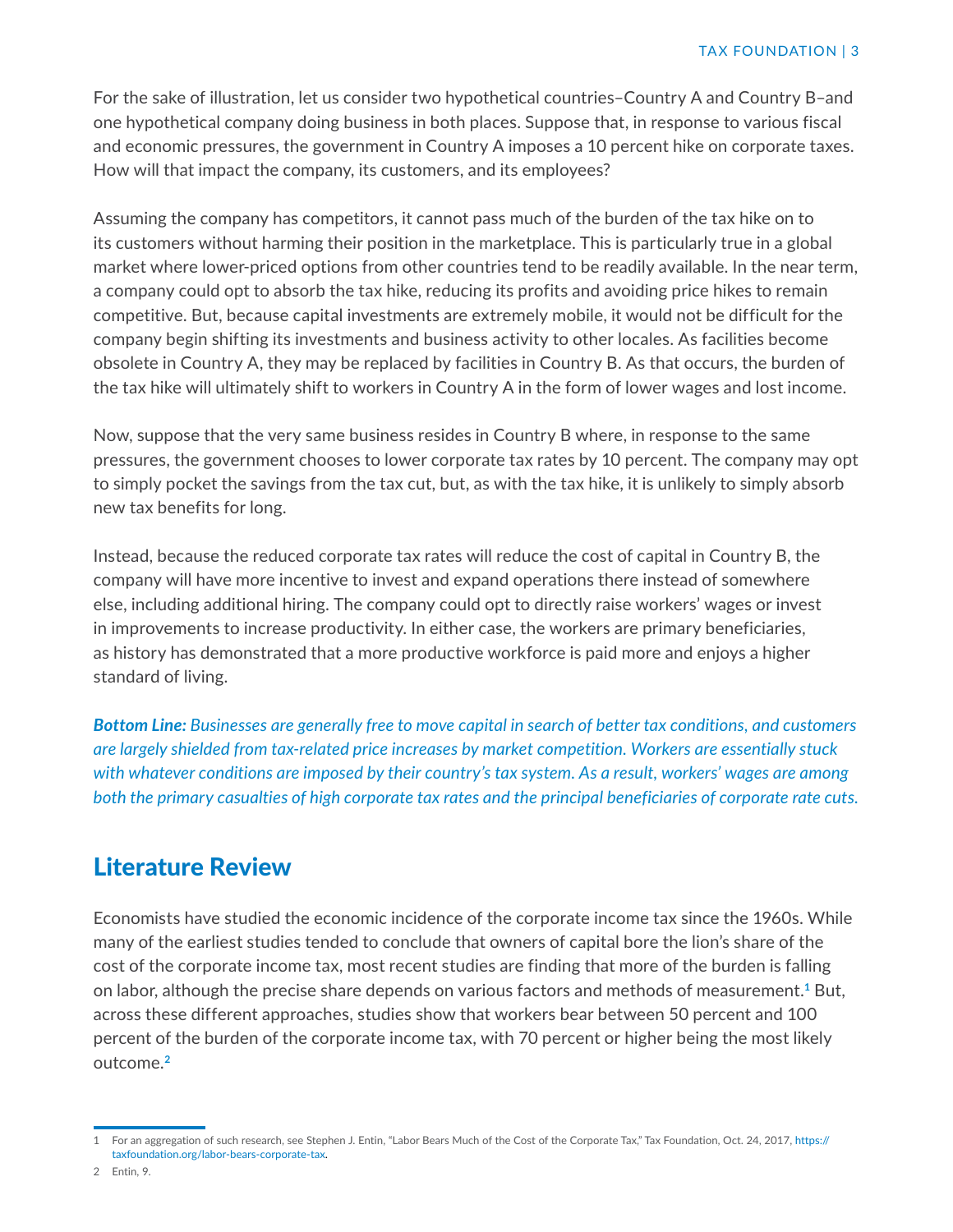For the sake of illustration, let us consider two hypothetical countries–Country A and Country B–and one hypothetical company doing business in both places. Suppose that, in response to various fiscal and economic pressures, the government in Country A imposes a 10 percent hike on corporate taxes. How will that impact the company, its customers, and its employees?

Assuming the company has competitors, it cannot pass much of the burden of the tax hike on to its customers without harming their position in the marketplace. This is particularly true in a global market where lower-priced options from other countries tend to be readily available. In the near term, a company could opt to absorb the tax hike, reducing its profits and avoiding price hikes to remain competitive. But, because capital investments are extremely mobile, it would not be difficult for the company begin shifting its investments and business activity to other locales. As facilities become obsolete in Country A, they may be replaced by facilities in Country B. As that occurs, the burden of the tax hike will ultimately shift to workers in Country A in the form of lower wages and lost income.

Now, suppose that the very same business resides in Country B where, in response to the same pressures, the government chooses to lower corporate tax rates by 10 percent. The company may opt to simply pocket the savings from the tax cut, but, as with the tax hike, it is unlikely to simply absorb new tax benefits for long.

Instead, because the reduced corporate tax rates will reduce the cost of capital in Country B, the company will have more incentive to invest and expand operations there instead of somewhere else, including additional hiring. The company could opt to directly raise workers' wages or invest in improvements to increase productivity. In either case, the workers are primary beneficiaries, as history has demonstrated that a more productive workforce is paid more and enjoys a higher standard of living.

***Bottom Line:** Businesses are generally free to move capital in search of better tax conditions, and customers are largely shielded from tax-related price increases by market competition. Workers are essentially stuck with whatever conditions are imposed by their country's tax system. As a result, workers' wages are among both the primary casualties of high corporate tax rates and the principal beneficiaries of corporate rate cuts.*

## Literature Review

Economists have studied the economic incidence of the corporate income tax since the 1960s. While many of the earliest studies tended to conclude that owners of capital bore the lion's share of the cost of the corporate income tax, most recent studies are finding that more of the burden is falling on labor, although the precise share depends on various factors and methods of measurement.[1] But, across these different approaches, studies show that workers bear between 50 percent and 100 percent of the burden of the corporate income tax, with 70 percent or higher being the most likely outcome.[2]

1 For an aggregation of such research, see Stephen J. Entin, "Labor Bears Much of the Cost of the Corporate Tax," Tax Foundation, Oct. 24, 2017, https://taxfoundation.org/labor-bears-corporate-tax.

2 Entin, 9.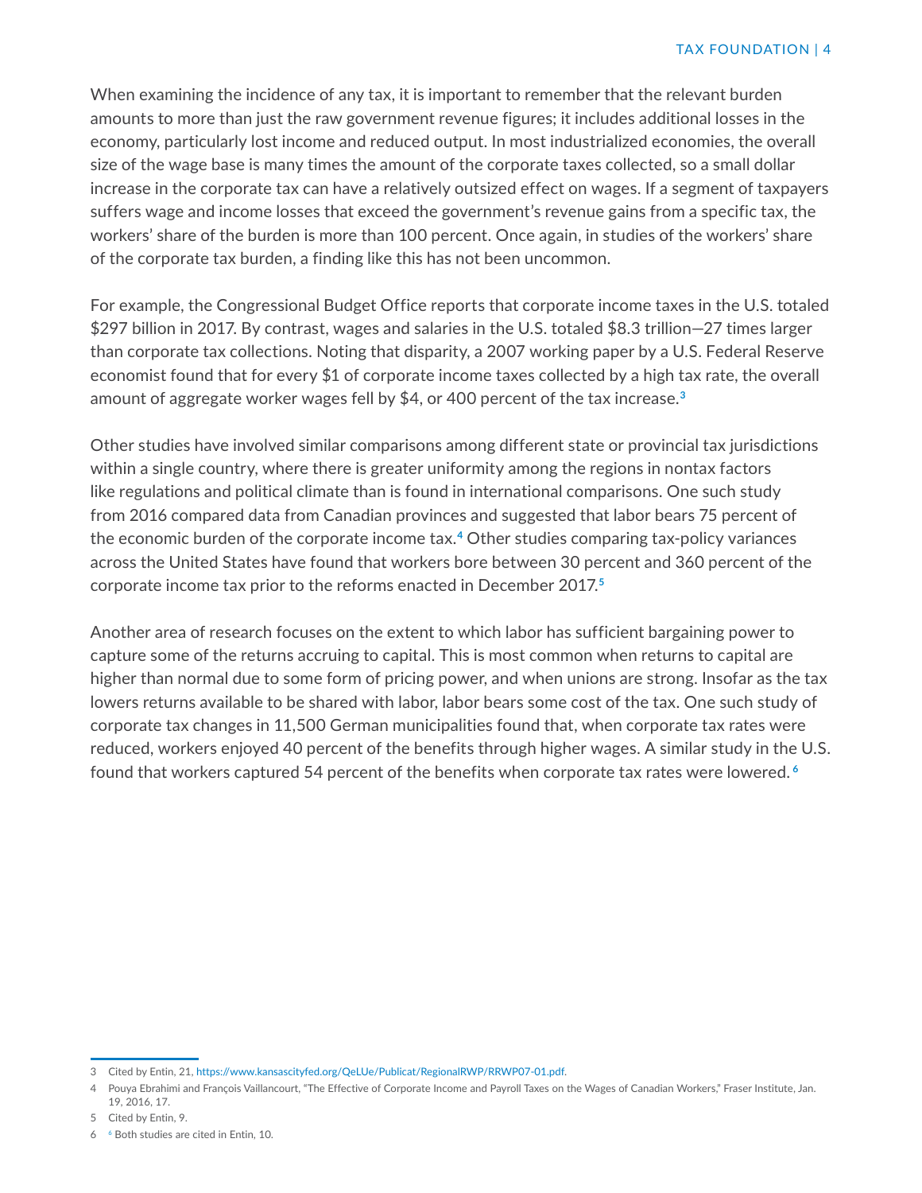When examining the incidence of any tax, it is important to remember that the relevant burden amounts to more than just the raw government revenue figures; it includes additional losses in the economy, particularly lost income and reduced output. In most industrialized economies, the overall size of the wage base is many times the amount of the corporate taxes collected, so a small dollar increase in the corporate tax can have a relatively outsized effect on wages. If a segment of taxpayers suffers wage and income losses that exceed the government's revenue gains from a specific tax, the workers' share of the burden is more than 100 percent. Once again, in studies of the workers' share of the corporate tax burden, a finding like this has not been uncommon.

For example, the Congressional Budget Office reports that corporate income taxes in the U.S. totaled $297 billion in 2017. By contrast, wages and salaries in the U.S. totaled $8.3 trillion—27 times larger than corporate tax collections. Noting that disparity, a 2007 working paper by a U.S. Federal Reserve economist found that for every $1 of corporate income taxes collected by a high tax rate, the overall amount of aggregate worker wages fell by $4, or 400 percent of the tax increase.[3]

Other studies have involved similar comparisons among different state or provincial tax jurisdictions within a single country, where there is greater uniformity among the regions in nontax factors like regulations and political climate than is found in international comparisons. One such study from 2016 compared data from Canadian provinces and suggested that labor bears 75 percent of the economic burden of the corporate income tax.[4] Other studies comparing tax-policy variances across the United States have found that workers bore between 30 percent and 360 percent of the corporate income tax prior to the reforms enacted in December 2017.[5]

Another area of research focuses on the extent to which labor has sufficient bargaining power to capture some of the returns accruing to capital. This is most common when returns to capital are higher than normal due to some form of pricing power, and when unions are strong. Insofar as the tax lowers returns available to be shared with labor, labor bears some cost of the tax. One such study of corporate tax changes in 11,500 German municipalities found that, when corporate tax rates were reduced, workers enjoyed 40 percent of the benefits through higher wages. A similar study in the U.S. found that workers captured 54 percent of the benefits when corporate tax rates were lowered.[6]

---

3 Cited by Entin, 21, https://www.kansascityfed.org/QeLUe/Publicat/RegionalRWP/RRWP07-01.pdf.

4 Pouya Ebrahimi and François Vaillancourt, "The Effective of Corporate Income and Payroll Taxes on the Wages of Canadian Workers," Fraser Institute, Jan. 19, 2016, 17.

5 Cited by Entin, 9.

6 [6] Both studies are cited in Entin, 10.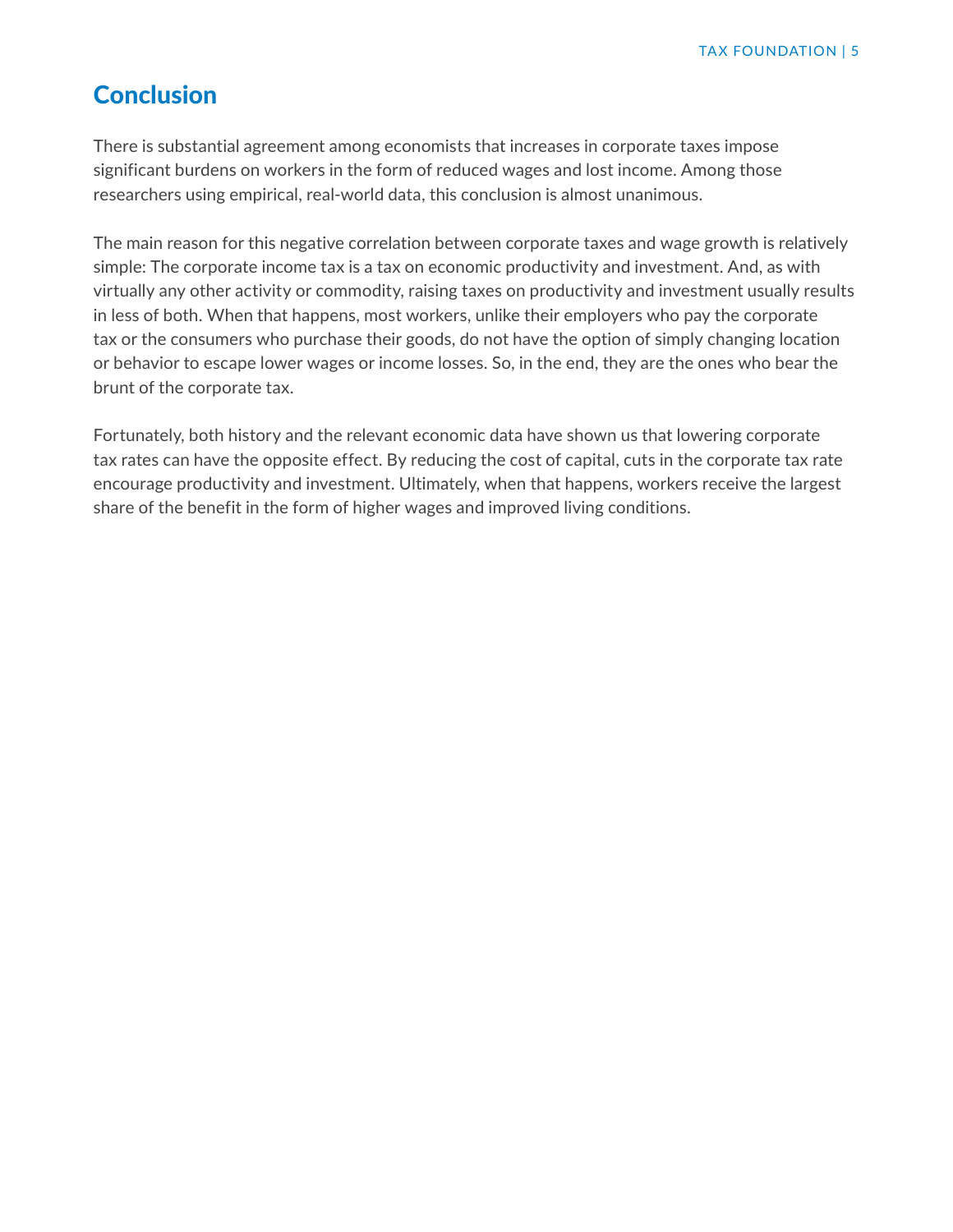## Conclusion

There is substantial agreement among economists that increases in corporate taxes impose significant burdens on workers in the form of reduced wages and lost income. Among those researchers using empirical, real-world data, this conclusion is almost unanimous.

The main reason for this negative correlation between corporate taxes and wage growth is relatively simple: The corporate income tax is a tax on economic productivity and investment. And, as with virtually any other activity or commodity, raising taxes on productivity and investment usually results in less of both. When that happens, most workers, unlike their employers who pay the corporate tax or the consumers who purchase their goods, do not have the option of simply changing location or behavior to escape lower wages or income losses. So, in the end, they are the ones who bear the brunt of the corporate tax.

Fortunately, both history and the relevant economic data have shown us that lowering corporate tax rates can have the opposite effect. By reducing the cost of capital, cuts in the corporate tax rate encourage productivity and investment. Ultimately, when that happens, workers receive the largest share of the benefit in the form of higher wages and improved living conditions.